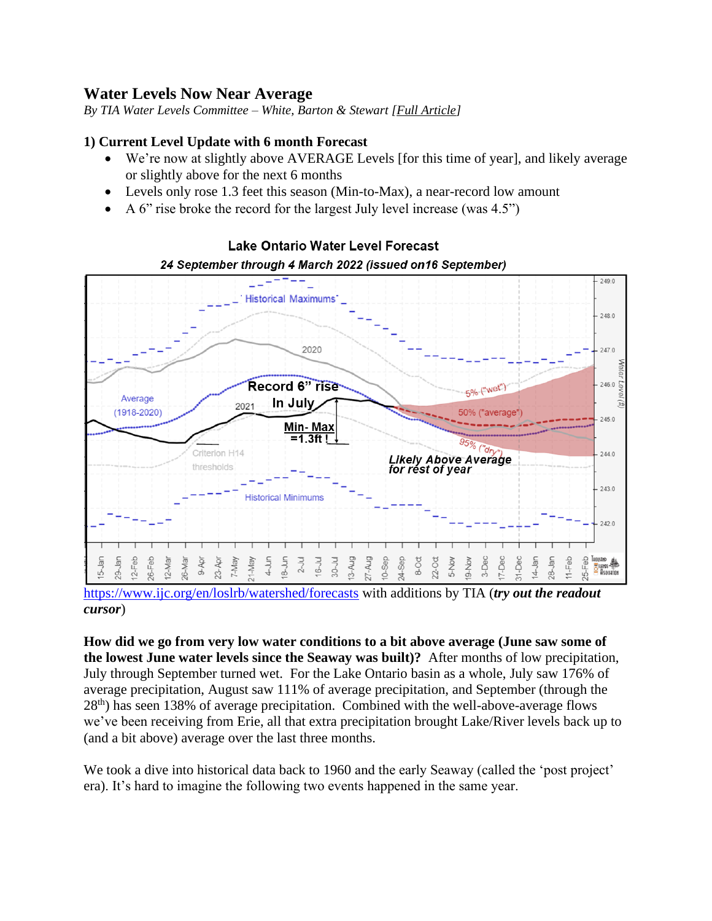# Water Levels Now Near Average

*By TIA Water Levels Committee – White, Barton & Stewart [Full Article]*

### 1) Current Level Update with 6 month Forecast

- We're now at slightly above AVERAGE Levels [for this time of year], and likely average or slightly above for the next 6 months
- Levels only rose 1.3 feet this season (Min-to-Max), a near-record low amount
- A 6" rise broke the record for the largest July level increase (was 4.5")

https://www.ijc.org/en/loslrb/watershed/forecasts with additions by TIA (***try out the readout cursor***)

**How did we go from very low water conditions to a bit above average (June saw some of the lowest June water levels since the Seaway was built)?** After months of low precipitation, July through September turned wet. For the Lake Ontario basin as a whole, July saw 176% of average precipitation, August saw 111% of average precipitation, and September (through the 28th) has seen 138% of average precipitation. Combined with the well-above-average flows we've been receiving from Erie, all that extra precipitation brought Lake/River levels back up to (and a bit above) average over the last three months.

We took a dive into historical data back to 1960 and the early Seaway (called the 'post project' era). It's hard to imagine the following two events happened in the same year.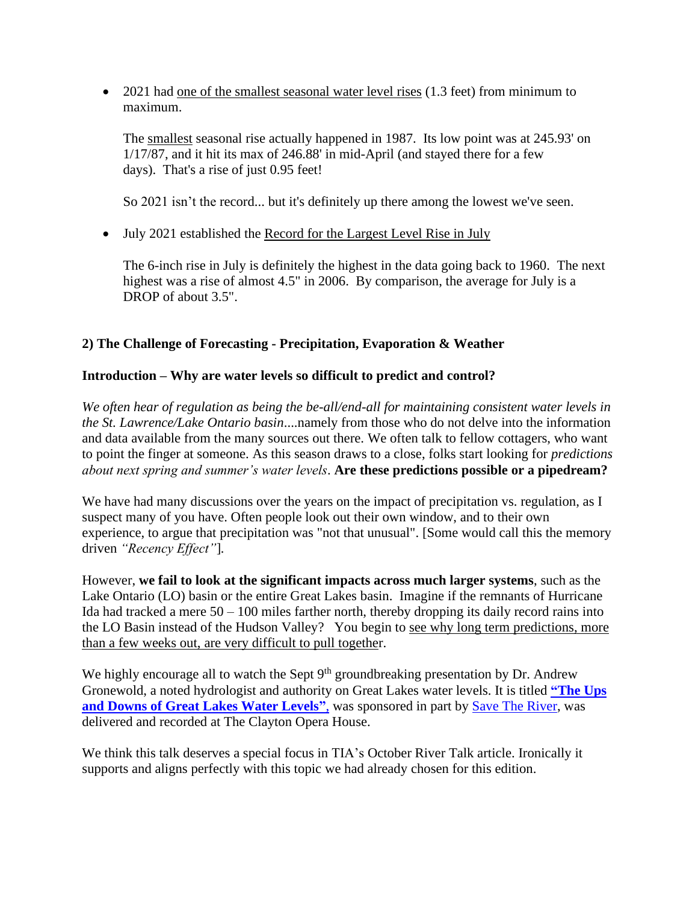- 2021 had one of the smallest seasonal water level rises (1.3 feet) from minimum to maximum.

  The smallest seasonal rise actually happened in 1987. Its low point was at 245.93' on 1/17/87, and it hit its max of 246.88' in mid-April (and stayed there for a few days). That's a rise of just 0.95 feet!

  So 2021 isn't the record... but it's definitely up there among the lowest we've seen.

- July 2021 established the Record for the Largest Level Rise in July

  The 6-inch rise in July is definitely the highest in the data going back to 1960. The next highest was a rise of almost 4.5" in 2006. By comparison, the average for July is a DROP of about 3.5".

## 2) The Challenge of Forecasting - Precipitation, Evaporation & Weather

### Introduction – Why are water levels so difficult to predict and control?

*We often hear of regulation as being the be-all/end-all for maintaining consistent water levels in the St. Lawrence/Lake Ontario basin*....namely from those who do not delve into the information and data available from the many sources out there. We often talk to fellow cottagers, who want to point the finger at someone. As this season draws to a close, folks start looking for *predictions about next spring and summer's water levels*. **Are these predictions possible or a pipedream?**

We have had many discussions over the years on the impact of precipitation vs. regulation, as I suspect many of you have. Often people look out their own window, and to their own experience, to argue that precipitation was "not that unusual". [Some would call this the memory driven *"Recency Effect"*].

However, **we fail to look at the significant impacts across much larger systems**, such as the Lake Ontario (LO) basin or the entire Great Lakes basin. Imagine if the remnants of Hurricane Ida had tracked a mere 50 – 100 miles farther north, thereby dropping its daily record rains into the LO Basin instead of the Hudson Valley? You begin to see why long term predictions, more than a few weeks out, are very difficult to pull together.

We highly encourage all to watch the Sept 9th groundbreaking presentation by Dr. Andrew Gronewold, a noted hydrologist and authority on Great Lakes water levels. It is titled **"The Ups and Downs of Great Lakes Water Levels"**, was sponsored in part by Save The River, was delivered and recorded at The Clayton Opera House.

We think this talk deserves a special focus in TIA's October River Talk article. Ironically it supports and aligns perfectly with this topic we had already chosen for this edition.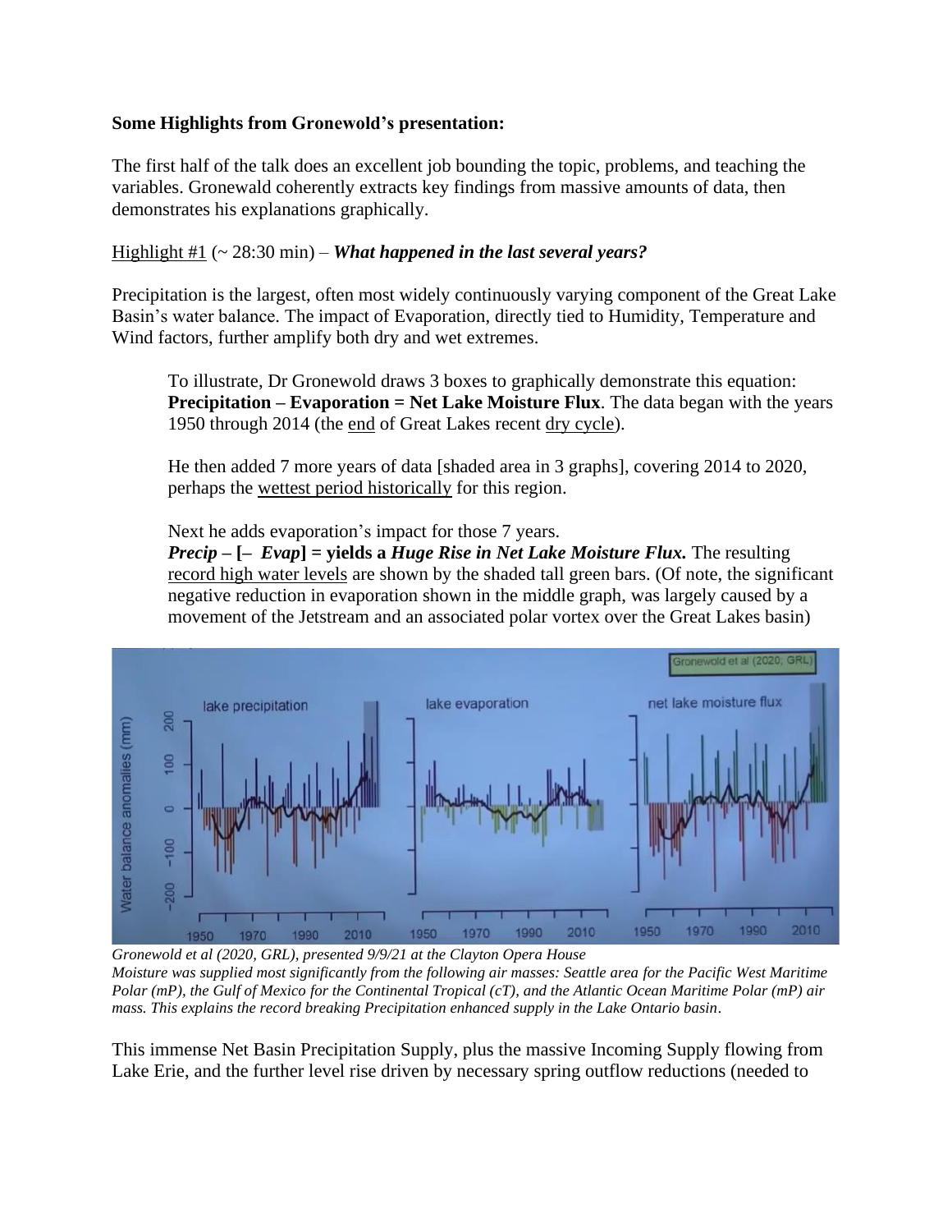**Some Highlights from Gronewold's presentation:**

The first half of the talk does an excellent job bounding the topic, problems, and teaching the variables. Gronewald coherently extracts key findings from massive amounts of data, then demonstrates his explanations graphically.

Highlight #1 (~ 28:30 min) – ***What happened in the last several years?***

Precipitation is the largest, often most widely continuously varying component of the Great Lake Basin's water balance. The impact of Evaporation, directly tied to Humidity, Temperature and Wind factors, further amplify both dry and wet extremes.

> To illustrate, Dr Gronewold draws 3 boxes to graphically demonstrate this equation: **Precipitation – Evaporation = Net Lake Moisture Flux**. The data began with the years 1950 through 2014 (the end of Great Lakes recent dry cycle).
>
> He then added 7 more years of data [shaded area in 3 graphs], covering 2014 to 2020, perhaps the wettest period historically for this region.
>
> Next he adds evaporation's impact for those 7 years.
> ***Precip* – [– *Evap*] = yields a *Huge Rise in Net Lake Moisture Flux.*** The resulting record high water levels are shown by the shaded tall green bars. (Of note, the significant negative reduction in evaporation shown in the middle graph, was largely caused by a movement of the Jetstream and an associated polar vortex over the Great Lakes basin)

*Gronewold et al (2020, GRL), presented 9/9/21 at the Clayton Opera House*
*Moisture was supplied most significantly from the following air masses: Seattle area for the Pacific West Maritime Polar (mP), the Gulf of Mexico for the Continental Tropical (cT), and the Atlantic Ocean Maritime Polar (mP) air mass. This explains the record breaking Precipitation enhanced supply in the Lake Ontario basin.*

This immense Net Basin Precipitation Supply, plus the massive Incoming Supply flowing from Lake Erie, and the further level rise driven by necessary spring outflow reductions (needed to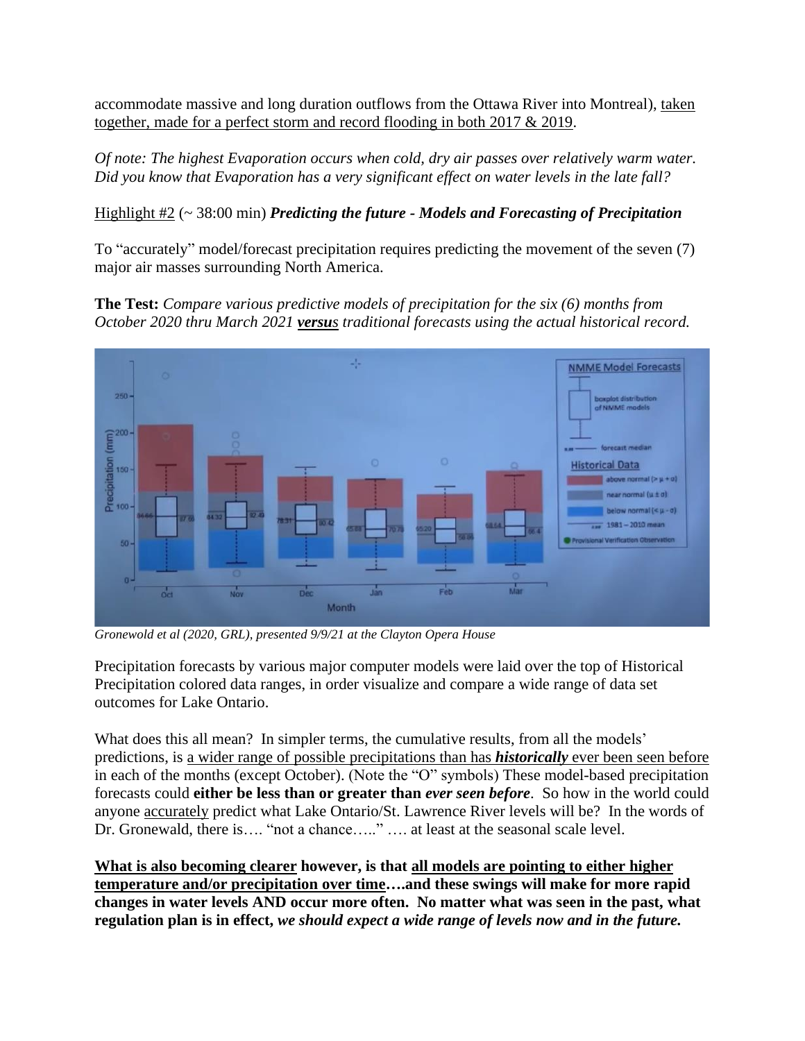accommodate massive and long duration outflows from the Ottawa River into Montreal), <u>taken together, made for a perfect storm and record flooding in both 2017 & 2019</u>.

*Of note: The highest Evaporation occurs when cold, dry air passes over relatively warm water. Did you know that Evaporation has a very significant effect on water levels in the late fall?*

<u>Highlight #2</u> (~ 38:00 min) ***Predicting the future - Models and Forecasting of Precipitation***

To "accurately" model/forecast precipitation requires predicting the movement of the seven (7) major air masses surrounding North America.

**The Test:** *Compare various predictive models of precipitation for the six (6) months from October 2020 thru March 2021* ***<u>versus</u>*** *traditional forecasts using the actual historical record.*

*Gronewold et al (2020, GRL), presented 9/9/21 at the Clayton Opera House*

Precipitation forecasts by various major computer models were laid over the top of Historical Precipitation colored data ranges, in order visualize and compare a wide range of data set outcomes for Lake Ontario.

What does this all mean? In simpler terms, the cumulative results, from all the models' predictions, is <u>a wider range of possible precipitations than has ***historically*** ever been seen before</u> in each of the months (except October). (Note the "O" symbols) These model-based precipitation forecasts could **either be less than or greater than *ever seen before***. So how in the world could anyone <u>accurately</u> predict what Lake Ontario/St. Lawrence River levels will be? In the words of Dr. Gronewald, there is…. "not a chance….." …. at least at the seasonal scale level.

**<u>What is also becoming clearer</u> however, is that <u>all models are pointing to either higher temperature and/or precipitation over time</u>….and these swings will make for more rapid changes in water levels AND occur more often. No matter what was seen in the past, what regulation plan is in effect, *we should expect a wide range of levels now and in the future.***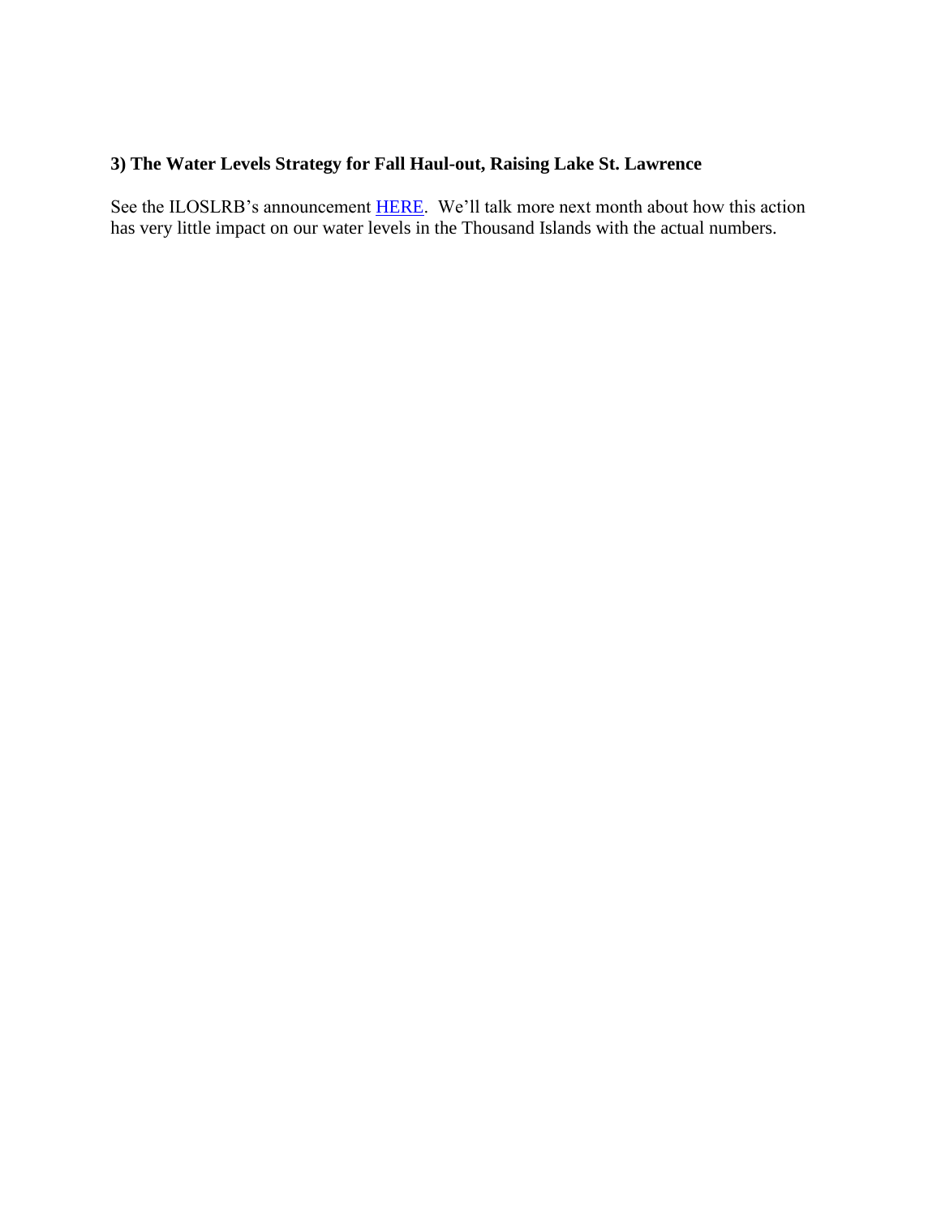### 3) The Water Levels Strategy for Fall Haul-out, Raising Lake St. Lawrence

See the ILOSLRB's announcement HERE. We'll talk more next month about how this action has very little impact on our water levels in the Thousand Islands with the actual numbers.